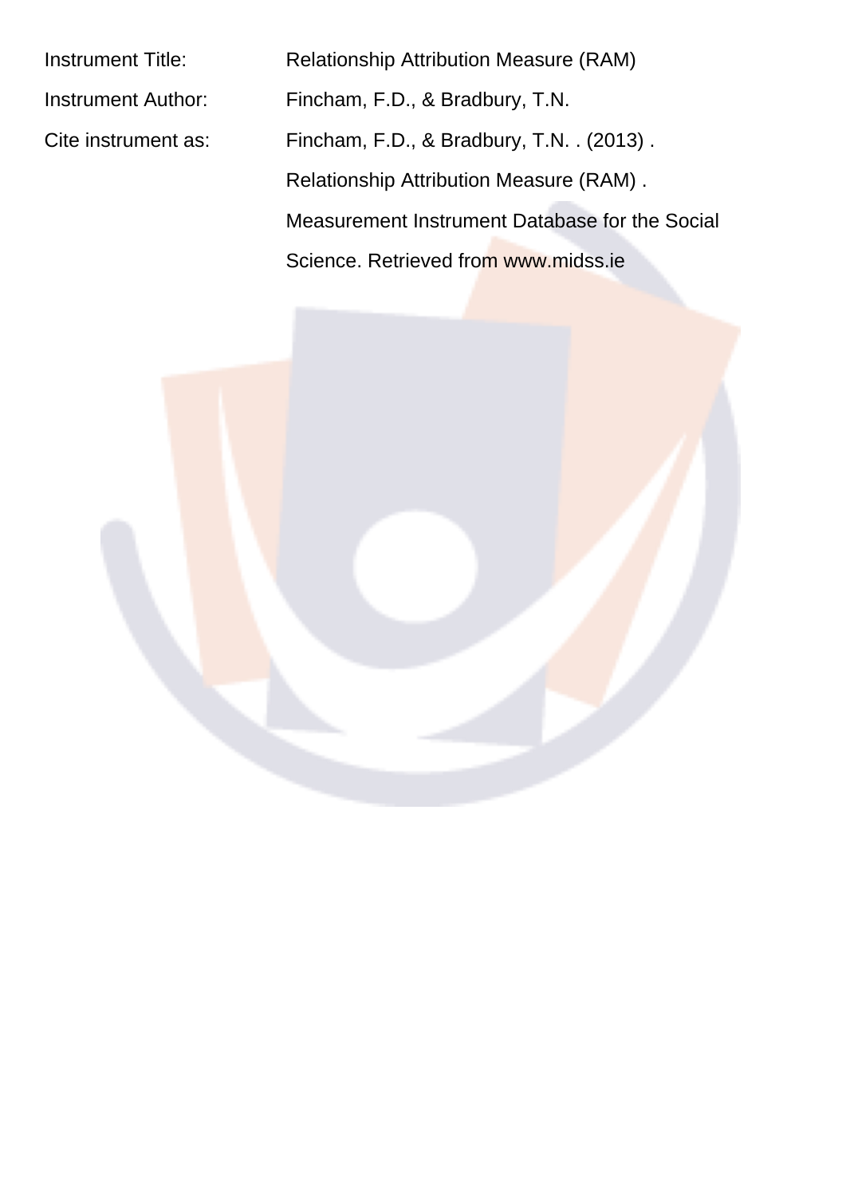| | |
|---|---|
| Instrument Title: | Relationship Attribution Measure (RAM) |
| Instrument Author: | Fincham, F.D., & Bradbury, T.N. |
| Cite instrument as: | Fincham, F.D., & Bradbury, T.N. . (2013) . Relationship Attribution Measure (RAM) . Measurement Instrument Database for the Social Science. Retrieved from www.midss.ie |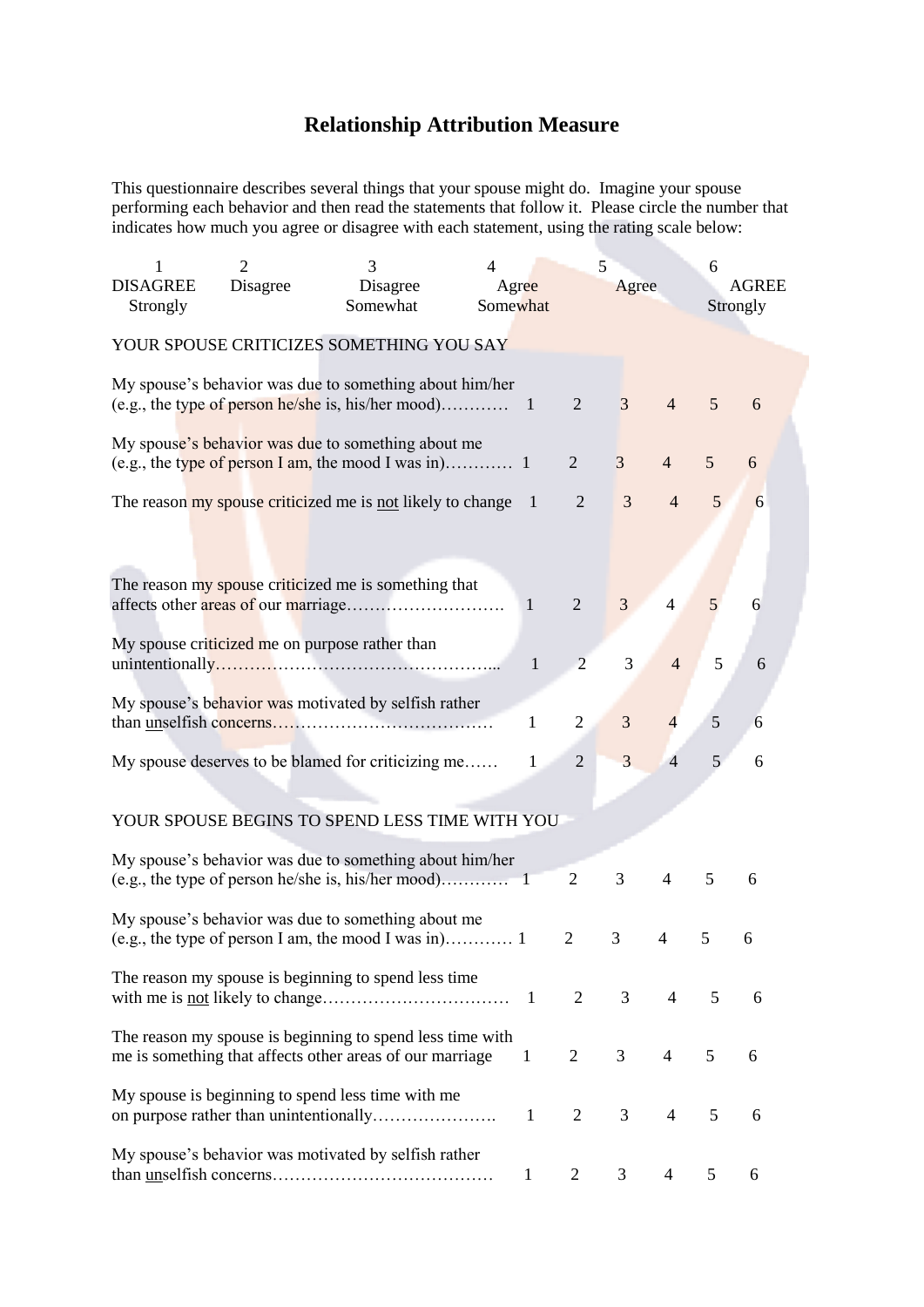# Relationship Attribution Measure

This questionnaire describes several things that your spouse might do. Imagine your spouse performing each behavior and then read the statements that follow it. Please circle the number that indicates how much you agree or disagree with each statement, using the rating scale below:

| 1 | 2 | 3 | 4 | 5 | 6 |
|---|---|---|---|---|---|
| DISAGREE Strongly | Disagree | Disagree Somewhat | Agree Somewhat | Agree | AGREE Strongly |

YOUR SPOUSE CRITICIZES SOMETHING YOU SAY

| Statement | | | | | | |
|---|---|---|---|---|---|---|
| My spouse's behavior was due to something about him/her (e.g., the type of person he/she is, his/her mood)………… | 1 | 2 | 3 | 4 | 5 | 6 |
| My spouse's behavior was due to something about me (e.g., the type of person I am, the mood I was in)………… | 1 | 2 | 3 | 4 | 5 | 6 |
| The reason my spouse criticized me is not likely to change | 1 | 2 | 3 | 4 | 5 | 6 |
| The reason my spouse criticized me is something that affects other areas of our marriage……………………… | 1 | 2 | 3 | 4 | 5 | 6 |
| My spouse criticized me on purpose rather than unintentionally………………………………………... | 1 | 2 | 3 | 4 | 5 | 6 |
| My spouse's behavior was motivated by selfish rather than unselfish concerns………………………………… | 1 | 2 | 3 | 4 | 5 | 6 |
| My spouse deserves to be blamed for criticizing me…… | 1 | 2 | 3 | 4 | 5 | 6 |

YOUR SPOUSE BEGINS TO SPEND LESS TIME WITH YOU

| Statement | | | | | | |
|---|---|---|---|---|---|---|
| My spouse's behavior was due to something about him/her (e.g., the type of person he/she is, his/her mood)………… | 1 | 2 | 3 | 4 | 5 | 6 |
| My spouse's behavior was due to something about me (e.g., the type of person I am, the mood I was in)………… | 1 | 2 | 3 | 4 | 5 | 6 |
| The reason my spouse is beginning to spend less time with me is not likely to change…………………………… | 1 | 2 | 3 | 4 | 5 | 6 |
| The reason my spouse is beginning to spend less time with me is something that affects other areas of our marriage | 1 | 2 | 3 | 4 | 5 | 6 |
| My spouse is beginning to spend less time with me on purpose rather than unintentionally…………………. | 1 | 2 | 3 | 4 | 5 | 6 |
| My spouse's behavior was motivated by selfish rather than unselfish concerns………………………………… | 1 | 2 | 3 | 4 | 5 | 6 |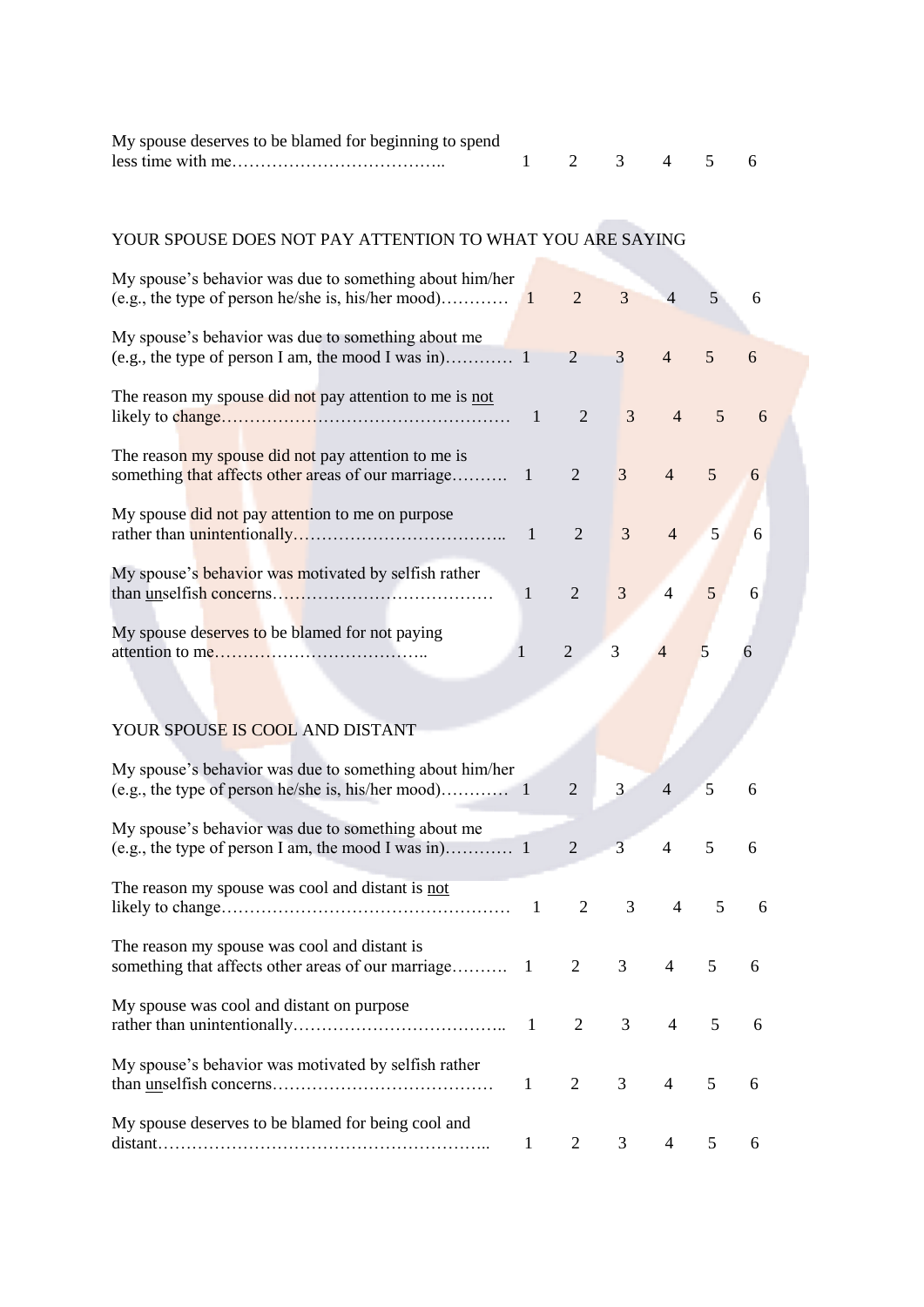My spouse deserves to be blamed for beginning to spend less time with me……………………………….. 1 2 3 4 5 6

YOUR SPOUSE DOES NOT PAY ATTENTION TO WHAT YOU ARE SAYING

| | | | | | | |
|---|---|---|---|---|---|---|
| My spouse's behavior was due to something about him/her (e.g., the type of person he/she is, his/her mood)………… | 1 | 2 | 3 | 4 | 5 | 6 |
| My spouse's behavior was due to something about me (e.g., the type of person I am, the mood I was in)………… | 1 | 2 | 3 | 4 | 5 | 6 |
| The reason my spouse did not pay attention to me is <u>not</u> likely to change…………………………………………… | 1 | 2 | 3 | 4 | 5 | 6 |
| The reason my spouse did not pay attention to me is something that affects other areas of our marriage………. | 1 | 2 | 3 | 4 | 5 | 6 |
| My spouse did not pay attention to me on purpose rather than unintentionally……………………………….. | 1 | 2 | 3 | 4 | 5 | 6 |
| My spouse's behavior was motivated by selfish rather than <u>un</u>selfish concerns………………………………… | 1 | 2 | 3 | 4 | 5 | 6 |
| My spouse deserves to be blamed for not paying attention to me……………………………….. | 1 | 2 | 3 | 4 | 5 | 6 |

YOUR SPOUSE IS COOL AND DISTANT

| | | | | | | |
|---|---|---|---|---|---|---|
| My spouse's behavior was due to something about him/her (e.g., the type of person he/she is, his/her mood)………… | 1 | 2 | 3 | 4 | 5 | 6 |
| My spouse's behavior was due to something about me (e.g., the type of person I am, the mood I was in)………… | 1 | 2 | 3 | 4 | 5 | 6 |
| The reason my spouse was cool and distant is <u>not</u> likely to change…………………………………………… | 1 | 2 | 3 | 4 | 5 | 6 |
| The reason my spouse was cool and distant is something that affects other areas of our marriage………. | 1 | 2 | 3 | 4 | 5 | 6 |
| My spouse was cool and distant on purpose rather than unintentionally……………………………….. | 1 | 2 | 3 | 4 | 5 | 6 |
| My spouse's behavior was motivated by selfish rather than <u>un</u>selfish concerns………………………………… | 1 | 2 | 3 | 4 | 5 | 6 |
| My spouse deserves to be blamed for being cool and distant………………………………………………….. | 1 | 2 | 3 | 4 | 5 | 6 |